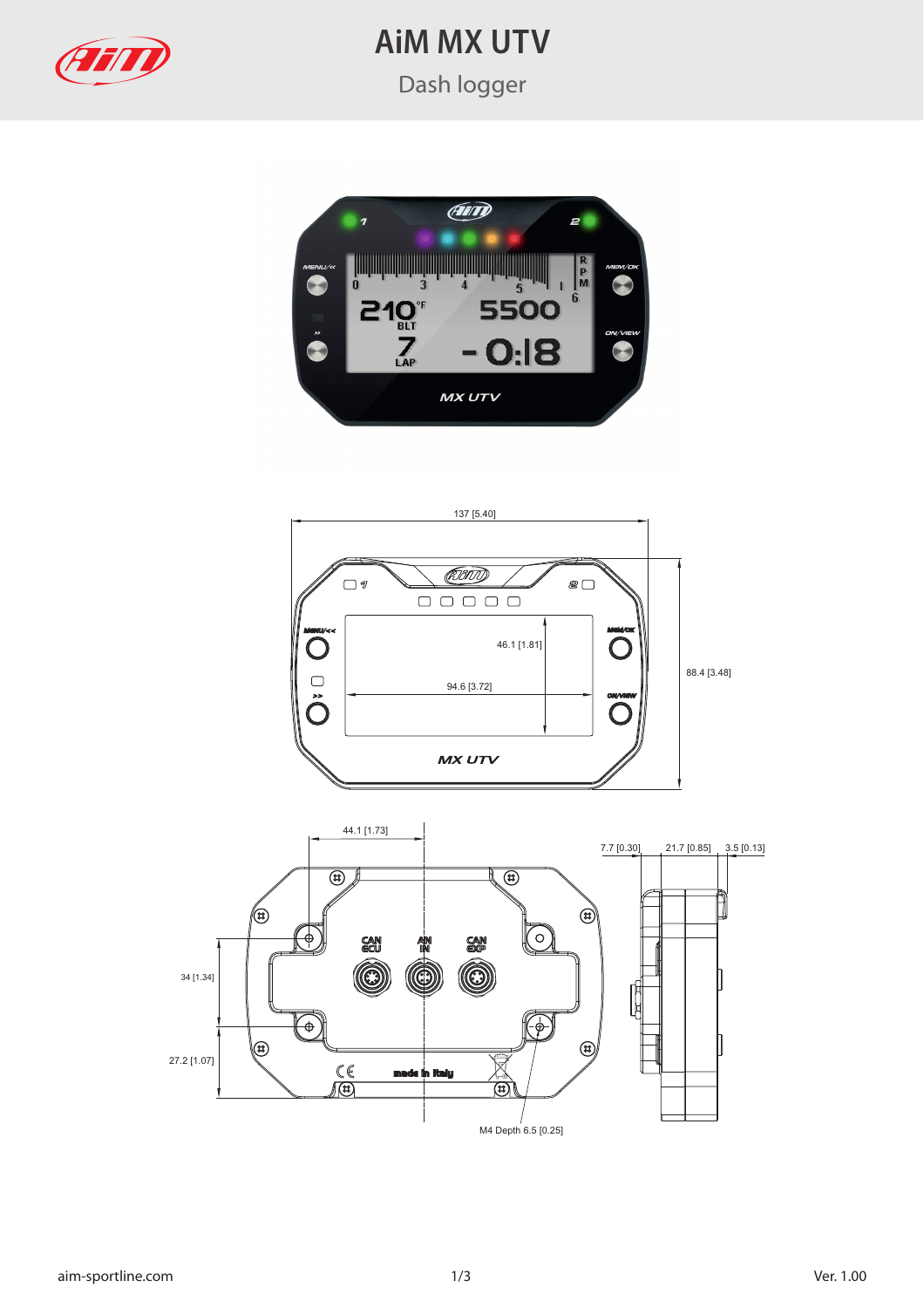# AiM MX UTV

## Dash logger

137 [5.40]

88.4 [3.48]

46.1 [1.81]

94.6 [3.72]

44.1 [1.73]

34 [1.34]

27.2 [1.07]

M4 Depth 6.5 [0.25]

7.7 [0.30]

21.7 [0.85]

3.5 [0.13]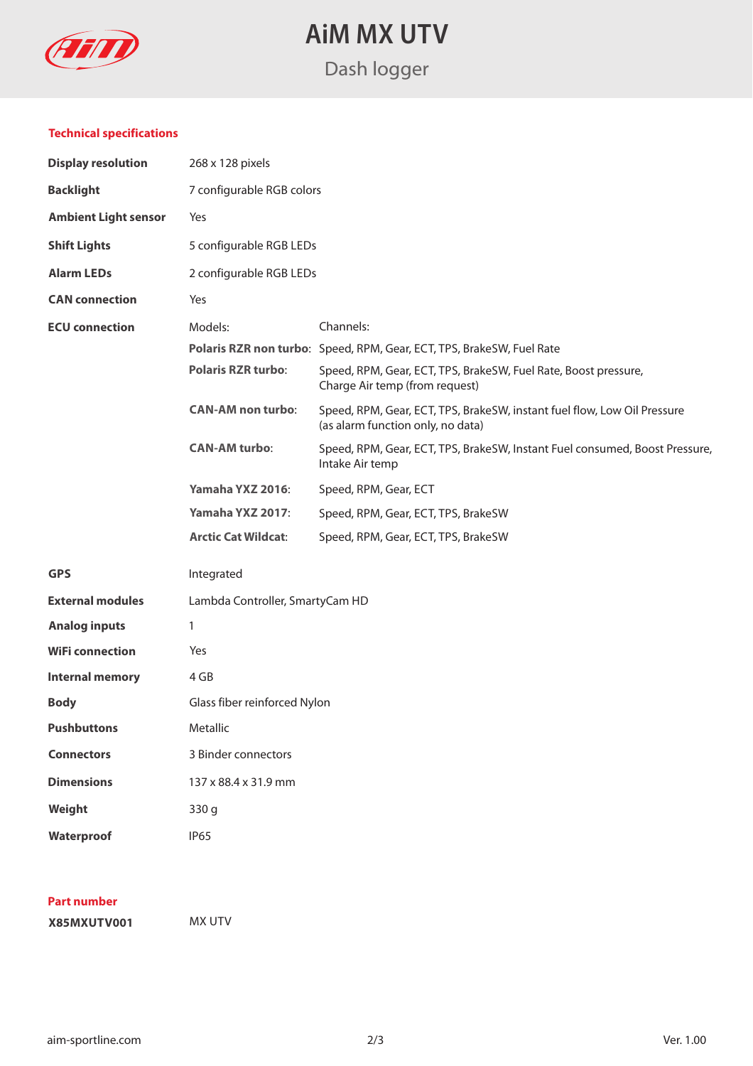# AiM MX UTV

## Dash logger

### Technical specifications

| | | |
|---|---|---|
| **Display resolution** | 268 x 128 pixels | |
| **Backlight** | 7 configurable RGB colors | |
| **Ambient Light sensor** | Yes | |
| **Shift Lights** | 5 configurable RGB LEDs | |
| **Alarm LEDs** | 2 configurable RGB LEDs | |
| **CAN connection** | Yes | |
| **ECU connection** | Models: | Channels: |
| | **Polaris RZR non turbo**: | Speed, RPM, Gear, ECT, TPS, BrakeSW, Fuel Rate |
| | **Polaris RZR turbo**: | Speed, RPM, Gear, ECT, TPS, BrakeSW, Fuel Rate, Boost pressure, Charge Air temp (from request) |
| | **CAN-AM non turbo**: | Speed, RPM, Gear, ECT, TPS, BrakeSW, instant fuel flow, Low Oil Pressure (as alarm function only, no data) |
| | **CAN-AM turbo**: | Speed, RPM, Gear, ECT, TPS, BrakeSW, Instant Fuel consumed, Boost Pressure, Intake Air temp |
| | **Yamaha YXZ 2016**: | Speed, RPM, Gear, ECT |
| | **Yamaha YXZ 2017**: | Speed, RPM, Gear, ECT, TPS, BrakeSW |
| | **Arctic Cat Wildcat**: | Speed, RPM, Gear, ECT, TPS, BrakeSW |
| **GPS** | Integrated | |
| **External modules** | Lambda Controller, SmartyCam HD | |
| **Analog inputs** | 1 | |
| **WiFi connection** | Yes | |
| **Internal memory** | 4 GB | |
| **Body** | Glass fiber reinforced Nylon | |
| **Pushbuttons** | Metallic | |
| **Connectors** | 3 Binder connectors | |
| **Dimensions** | 137 x 88.4 x 31.9 mm | |
| **Weight** | 330 g | |
| **Waterproof** | IP65 | |

### Part number

| | |
|---|---|
| **X85MXUTV001** | MX UTV |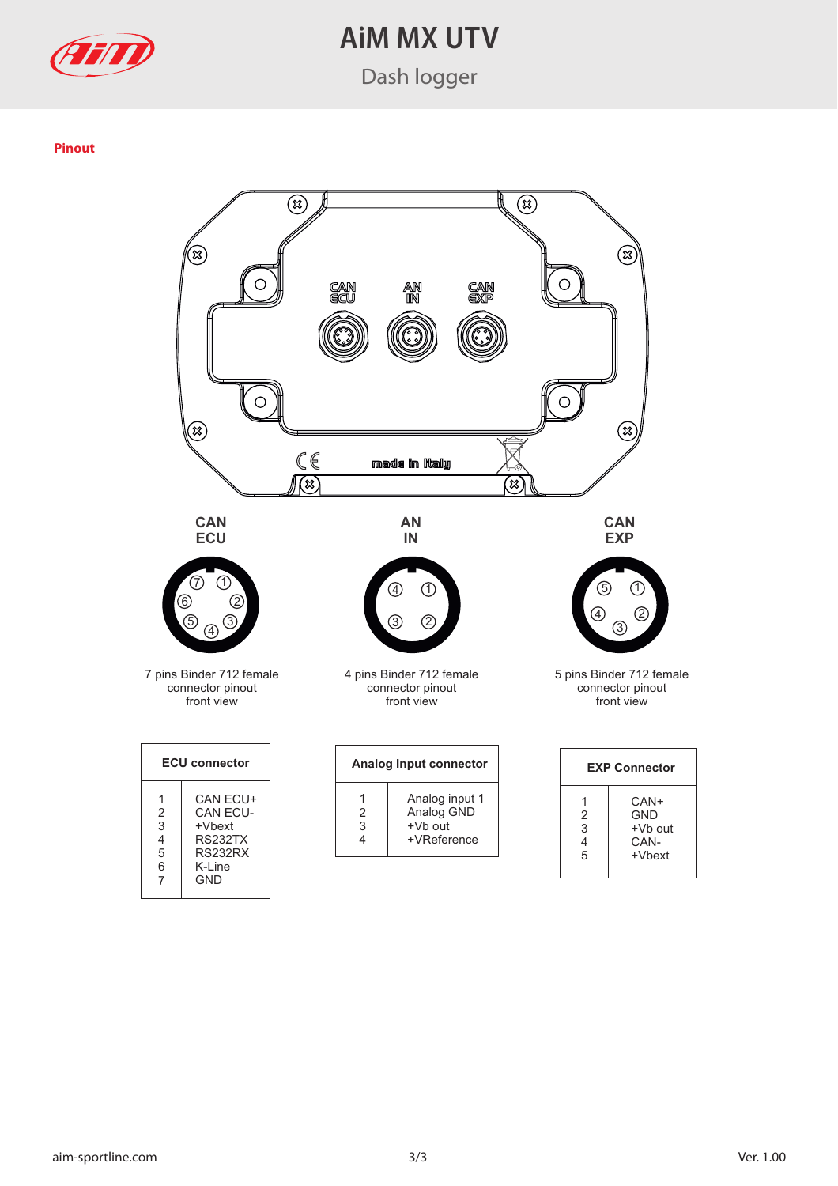# AiM MX UTV

Dash logger

**Pinout**

CAN ECU

AN IN

CAN EXP

made in Italy

**CAN ECU**

7 pins Binder 712 female connector pinout front view

**AN IN**

4 pins Binder 712 female connector pinout front view

**CAN EXP**

5 pins Binder 712 female connector pinout front view

| ECU connector | |
|---|---|
| 1 | CAN ECU+ |
| 2 | CAN ECU- |
| 3 | +Vbext |
| 4 | RS232TX |
| 5 | RS232RX |
| 6 | K-Line |
| 7 | GND |

| Analog Input connector | |
|---|---|
| 1 | Analog input 1 |
| 2 | Analog GND |
| 3 | +Vb out |
| 4 | +VReference |

| EXP Connector | |
|---|---|
| 1 | CAN+ |
| 2 | GND |
| 3 | +Vb out |
| 4 | CAN- |
| 5 | +Vbext |

aim-sportline.com

Ver. 1.00